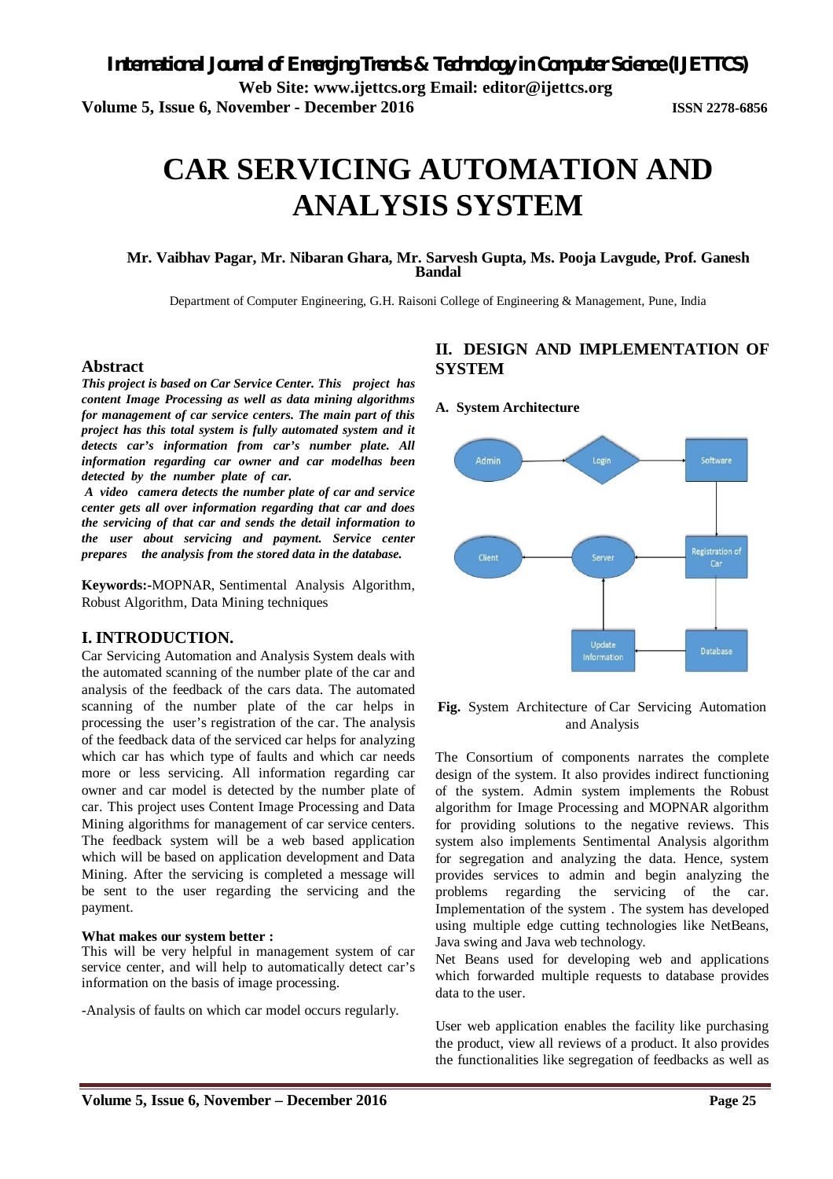# CAR SERVICING AUTOMATION AND ANALYSIS SYSTEM

**Mr. Vaibhav Pagar, Mr. Nibaran Ghara, Mr. Sarvesh Gupta, Ms. Pooja Lavgude, Prof. Ganesh Bandal**

Department of Computer Engineering, G.H. Raisoni College of Engineering & Management, Pune, India

## Abstract

***This project is based on Car Service Center. This project has content Image Processing as well as data mining algorithms for management of car service centers. The main part of this project has this total system is fully automated system and it detects car's information from car's number plate. All information regarding car owner and car modelhas been detected by the number plate of car.***

***A video camera detects the number plate of car and service center gets all over information regarding that car and does the servicing of that car and sends the detail information to the user about servicing and payment. Service center prepares the analysis from the stored data in the database.***

**Keywords:-**MOPNAR, Sentimental Analysis Algorithm, Robust Algorithm, Data Mining techniques

## I. INTRODUCTION.

Car Servicing Automation and Analysis System deals with the automated scanning of the number plate of the car and analysis of the feedback of the cars data. The automated scanning of the number plate of the car helps in processing the user's registration of the car. The analysis of the feedback data of the serviced car helps for analyzing which car has which type of faults and which car needs more or less servicing. All information regarding car owner and car model is detected by the number plate of car. This project uses Content Image Processing and Data Mining algorithms for management of car service centers. The feedback system will be a web based application which will be based on application development and Data Mining. After the servicing is completed a message will be sent to the user regarding the servicing and the payment.

**What makes our system better :**

This will be very helpful in management system of car service center, and will help to automatically detect car's information on the basis of image processing.

-Analysis of faults on which car model occurs regularly.

## II. DESIGN AND IMPLEMENTATION OF SYSTEM

### A. System Architecture

**Fig.** System Architecture of Car Servicing Automation and Analysis

The Consortium of components narrates the complete design of the system. It also provides indirect functioning of the system. Admin system implements the Robust algorithm for Image Processing and MOPNAR algorithm for providing solutions to the negative reviews. This system also implements Sentimental Analysis algorithm for segregation and analyzing the data. Hence, system provides services to admin and begin analyzing the problems regarding the servicing of the car. Implementation of the system . The system has developed using multiple edge cutting technologies like NetBeans, Java swing and Java web technology.

Net Beans used for developing web and applications which forwarded multiple requests to database provides data to the user.

User web application enables the facility like purchasing the product, view all reviews of a product. It also provides the functionalities like segregation of feedbacks as well as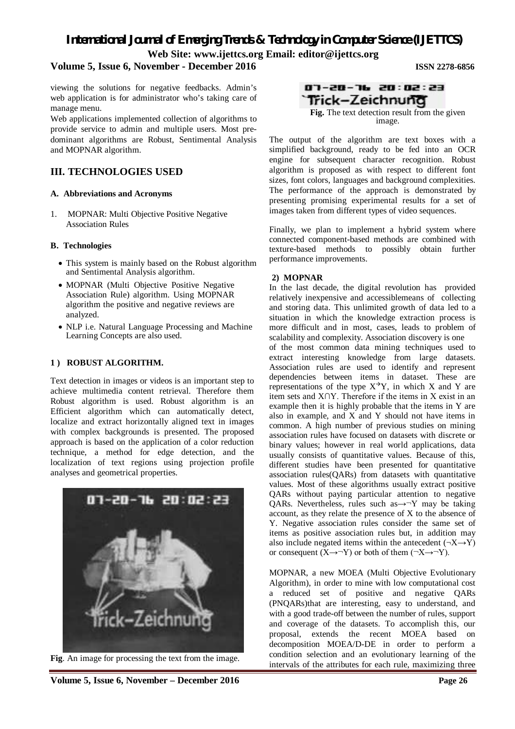viewing the solutions for negative feedbacks. Admin's web application is for administrator who's taking care of manage menu.

Web applications implemented collection of algorithms to provide service to admin and multiple users. Most pre-dominant algorithms are Robust, Sentimental Analysis and MOPNAR algorithm.

## III. TECHNOLOGIES USED

### A. Abbreviations and Acronyms

1. MOPNAR: Multi Objective Positive Negative Association Rules

### B. Technologies

- This system is mainly based on the Robust algorithm and Sentimental Analysis algorithm.
- MOPNAR (Multi Objective Positive Negative Association Rule) algorithm. Using MOPNAR algorithm the positive and negative reviews are analyzed.
- NLP i.e. Natural Language Processing and Machine Learning Concepts are also used.

#### 1 ) ROBUST ALGORITHM.

Text detection in images or videos is an important step to achieve multimedia content retrieval. Therefore them Robust algorithm is used. Robust algorithm is an Efficient algorithm which can automatically detect, localize and extract horizontally aligned text in images with complex backgrounds is presented. The proposed approach is based on the application of a color reduction technique, a method for edge detection, and the localization of text regions using projection profile analyses and geometrical properties.

**Fig**. An image for processing the text from the image.

**Fig.** The text detection result from the given image.

The output of the algorithm are text boxes with a simplified background, ready to be fed into an OCR engine for subsequent character recognition. Robust algorithm is proposed as with respect to different font sizes, font colors, languages and background complexities. The performance of the approach is demonstrated by presenting promising experimental results for a set of images taken from different types of video sequences.

Finally, we plan to implement a hybrid system where connected component-based methods are combined with texture-based methods to possibly obtain further performance improvements.

#### 2) MOPNAR

In the last decade, the digital revolution has provided relatively inexpensive and accessiblemeans of collecting and storing data. This unlimited growth of data led to a situation in which the knowledge extraction process is more difficult and in most, cases, leads to problem of scalability and complexity. Association discovery is one of the most common data mining techniques used to extract interesting knowledge from large datasets. Association rules are used to identify and represent dependencies between items in dataset. These are representations of the type $X \rightarrow Y$, in which X and Y are item sets and $X \cap Y$. Therefore if the items in X exist in an example then it is highly probable that the items in Y are also in example, and X and Y should not have items in common. A high number of previous studies on mining association rules have focused on datasets with discrete or binary values; however in real world applications, data usually consists of quantitative values. Because of this, different studies have been presented for quantitative association rules(QARs) from datasets with quantitative values. Most of these algorithms usually extract positive QARs without paying particular attention to negative QARs. Nevertheless, rules such as$\rightarrow \neg Y$ may be taking account, as they relate the presence of X to the absence of Y. Negative association rules consider the same set of items as positive association rules but, in addition may also include negated items within the antecedent ($\neg X \rightarrow Y$) or consequent ($X \rightarrow \neg Y$) or both of them ($\neg X \rightarrow \neg Y$).

MOPNAR, a new MOEA (Multi Objective Evolutionary Algorithm), in order to mine with low computational cost a reduced set of positive and negative QARs (PNQARs)that are interesting, easy to understand, and with a good trade-off between the number of rules, support and coverage of the datasets. To accomplish this, our proposal, extends the recent MOEA based on decomposition MOEA/D-DE in order to perform a condition selection and an evolutionary learning of the intervals of the attributes for each rule, maximizing three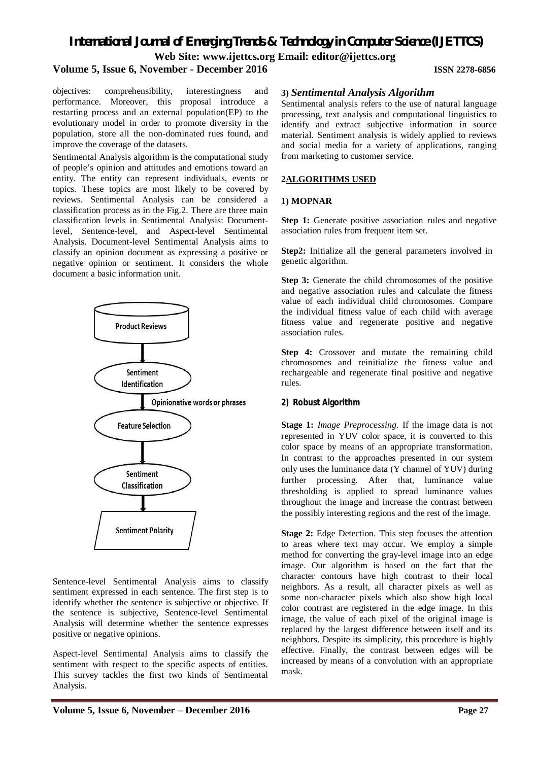objectives: comprehensibility, interestingness and performance. Moreover, this proposal introduce a restarting process and an external population(EP) to the evolutionary model in order to promote diversity in the population, store all the non-dominated rues found, and improve the coverage of the datasets.

Sentimental Analysis algorithm is the computational study of people's opinion and attitudes and emotions toward an entity. The entity can represent individuals, events or topics. These topics are most likely to be covered by reviews. Sentimental Analysis can be considered a classification process as in the Fig.2. There are three main classification levels in Sentimental Analysis: Document-level, Sentence-level, and Aspect-level Sentimental Analysis. Document-level Sentimental Analysis aims to classify an opinion document as expressing a positive or negative opinion or sentiment. It considers the whole document a basic information unit.

Product Reviews → Sentiment Identification → (Opinionative words or phrases) → Feature Selection → Sentiment Classification → Sentiment Polarity

Sentence-level Sentimental Analysis aims to classify sentiment expressed in each sentence. The first step is to identify whether the sentence is subjective or objective. If the sentence is subjective, Sentence-level Sentimental Analysis will determine whether the sentence expresses positive or negative opinions.

Aspect-level Sentimental Analysis aims to classify the sentiment with respect to the specific aspects of entities. This survey tackles the first two kinds of Sentimental Analysis.

**3)** ***Sentimental Analysis Algorithm***

Sentimental analysis refers to the use of natural language processing, text analysis and computational linguistics to identify and extract subjective information in source material. Sentiment analysis is widely applied to reviews and social media for a variety of applications, ranging from marketing to customer service.

## 2ALGORITHMS USED

### 1) MOPNAR

**Step 1:** Generate positive association rules and negative association rules from frequent item set.

**Step2:** Initialize all the general parameters involved in genetic algorithm.

**Step 3:** Generate the child chromosomes of the positive and negative association rules and calculate the fitness value of each individual child chromosomes. Compare the individual fitness value of each child with average fitness value and regenerate positive and negative association rules.

**Step 4:** Crossover and mutate the remaining child chromosomes and reinitialize the fitness value and rechargeable and regenerate final positive and negative rules.

### 2) Robust Algorithm

**Stage 1:** *Image Preprocessing.* If the image data is not represented in YUV color space, it is converted to this color space by means of an appropriate transformation. In contrast to the approaches presented in our system only uses the luminance data (Y channel of YUV) during further processing. After that, luminance value thresholding is applied to spread luminance values throughout the image and increase the contrast between the possibly interesting regions and the rest of the image.

**Stage 2:** Edge Detection. This step focuses the attention to areas where text may occur. We employ a simple method for converting the gray-level image into an edge image. Our algorithm is based on the fact that the character contours have high contrast to their local neighbors. As a result, all character pixels as well as some non-character pixels which also show high local color contrast are registered in the edge image. In this image, the value of each pixel of the original image is replaced by the largest difference between itself and its neighbors. Despite its simplicity, this procedure is highly effective. Finally, the contrast between edges will be increased by means of a convolution with an appropriate mask.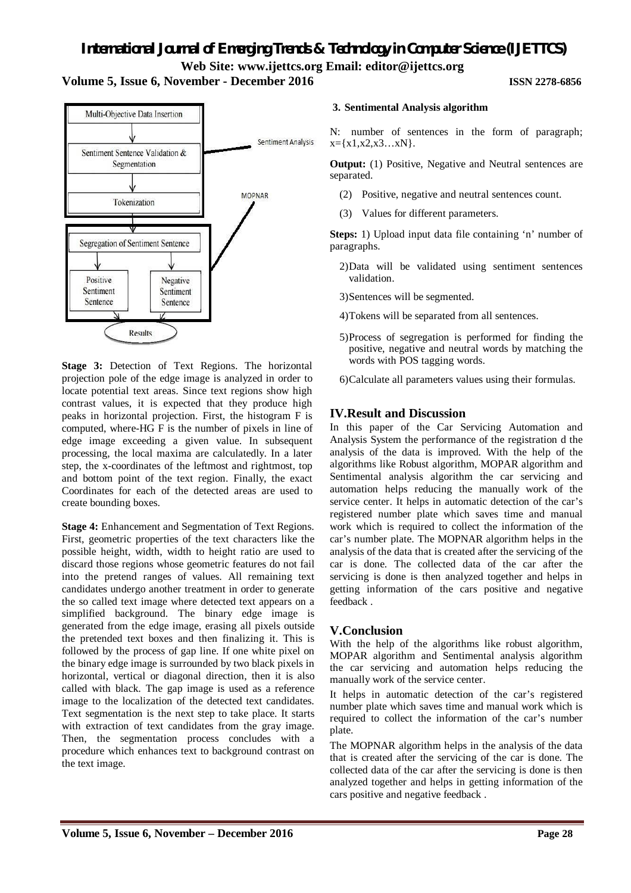Multi-Objective Data Insertion

Sentiment Sentence Validation & Segmentation

Tokenization

Segregation of Sentiment Sentence

Positive Sentiment Sentence

Negative Sentiment Sentence

Results

Sentiment Analysis

MOPNAR

**Stage 3:** Detection of Text Regions. The horizontal projection pole of the edge image is analyzed in order to locate potential text areas. Since text regions show high contrast values, it is expected that they produce high peaks in horizontal projection. First, the histogram F is computed, where-HG F is the number of pixels in line of edge image exceeding a given value. In subsequent processing, the local maxima are calculatedly. In a later step, the x-coordinates of the leftmost and rightmost, top and bottom point of the text region. Finally, the exact Coordinates for each of the detected areas are used to create bounding boxes.

**Stage 4:** Enhancement and Segmentation of Text Regions. First, geometric properties of the text characters like the possible height, width, width to height ratio are used to discard those regions whose geometric features do not fail into the pretend ranges of values. All remaining text candidates undergo another treatment in order to generate the so called text image where detected text appears on a simplified background. The binary edge image is generated from the edge image, erasing all pixels outside the pretended text boxes and then finalizing it. This is followed by the process of gap line. If one white pixel on the binary edge image is surrounded by two black pixels in horizontal, vertical or diagonal direction, then it is also called with black. The gap image is used as a reference image to the localization of the detected text candidates. Text segmentation is the next step to take place. It starts with extraction of text candidates from the gray image. Then, the segmentation process concludes with a procedure which enhances text to background contrast on the text image.

**3. Sentimental Analysis algorithm**

N: number of sentences in the form of paragraph; $x=\{x1,x2,x3\ldots xN\}$.

**Output:** (1) Positive, Negative and Neutral sentences are separated.

(2) Positive, negative and neutral sentences count.

(3) Values for different parameters.

**Steps:** 1) Upload input data file containing 'n' number of paragraphs.

2) Data will be validated using sentiment sentences validation.

3) Sentences will be segmented.

4) Tokens will be separated from all sentences.

5) Process of segregation is performed for finding the positive, negative and neutral words by matching the words with POS tagging words.

6) Calculate all parameters values using their formulas.

## IV.Result and Discussion

In this paper of the Car Servicing Automation and Analysis System the performance of the registration d the analysis of the data is improved. With the help of the algorithms like Robust algorithm, MOPAR algorithm and Sentimental analysis algorithm the car servicing and automation helps reducing the manually work of the service center. It helps in automatic detection of the car's registered number plate which saves time and manual work which is required to collect the information of the car's number plate. The MOPNAR algorithm helps in the analysis of the data that is created after the servicing of the car is done. The collected data of the car after the servicing is done is then analyzed together and helps in getting information of the cars positive and negative feedback .

## V.Conclusion

With the help of the algorithms like robust algorithm, MOPAR algorithm and Sentimental analysis algorithm the car servicing and automation helps reducing the manually work of the service center.

It helps in automatic detection of the car's registered number plate which saves time and manual work which is required to collect the information of the car's number plate.

The MOPNAR algorithm helps in the analysis of the data that is created after the servicing of the car is done. The collected data of the car after the servicing is done is then analyzed together and helps in getting information of the cars positive and negative feedback .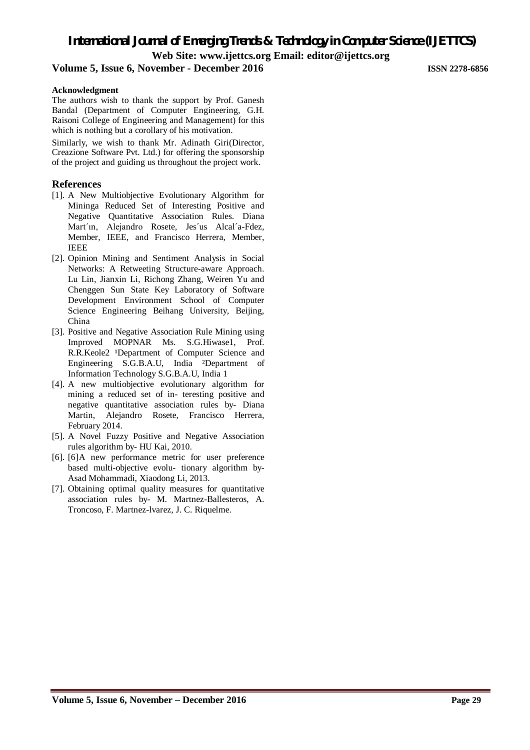**Acknowledgment**

The authors wish to thank the support by Prof. Ganesh Bandal (Department of Computer Engineering, G.H. Raisoni College of Engineering and Management) for this which is nothing but a corollary of his motivation.

Similarly, we wish to thank Mr. Adinath Giri(Director, Creazione Software Pvt. Ltd.) for offering the sponsorship of the project and guiding us throughout the project work.

## References

[1]. A New Multiobjective Evolutionary Algorithm for Mininga Reduced Set of Interesting Positive and Negative Quantitative Association Rules. Diana Mart´ın, Alejandro Rosete, Jes´us Alcal´a-Fdez, Member, IEEE, and Francisco Herrera, Member, IEEE

[2]. Opinion Mining and Sentiment Analysis in Social Networks: A Retweeting Structure-aware Approach. Lu Lin, Jianxin Li, Richong Zhang, Weiren Yu and Chenggen Sun State Key Laboratory of Software Development Environment School of Computer Science Engineering Beihang University, Beijing, China

[3]. Positive and Negative Association Rule Mining using Improved MOPNAR Ms. S.G.Hiwase1, Prof. R.R.Keole2 [1]Department of Computer Science and Engineering S.G.B.A.U, India [2]Department of Information Technology S.G.B.A.U, India 1

[4]. A new multiobjective evolutionary algorithm for mining a reduced set of in- teresting positive and negative quantitative association rules by- Diana Martin, Alejandro Rosete, Francisco Herrera, February 2014.

[5]. A Novel Fuzzy Positive and Negative Association rules algorithm by- HU Kai, 2010.

[6]. [6]A new performance metric for user preference based multi-objective evolu- tionary algorithm by- Asad Mohammadi, Xiaodong Li, 2013.

[7]. Obtaining optimal quality measures for quantitative association rules by- M. Martnez-Ballesteros, A. Troncoso, F. Martnez-lvarez, J. C. Riquelme.